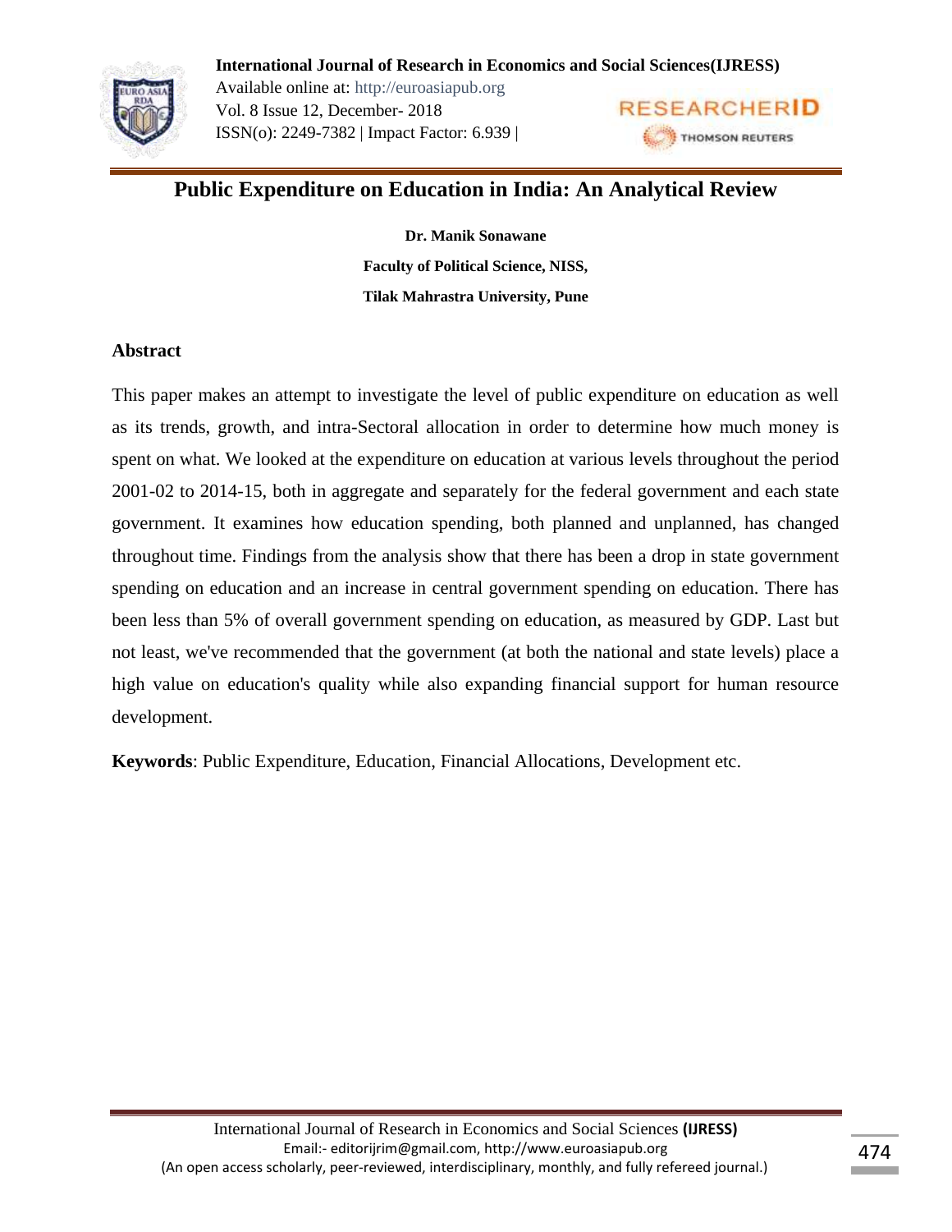# Public Expenditure on Education in India: An Analytical Review

**Dr. Manik Sonawane**

**Faculty of Political Science, NISS,**

**Tilak Mahrastra University, Pune**

## Abstract

This paper makes an attempt to investigate the level of public expenditure on education as well as its trends, growth, and intra-Sectoral allocation in order to determine how much money is spent on what. We looked at the expenditure on education at various levels throughout the period 2001-02 to 2014-15, both in aggregate and separately for the federal government and each state government. It examines how education spending, both planned and unplanned, has changed throughout time. Findings from the analysis show that there has been a drop in state government spending on education and an increase in central government spending on education. There has been less than 5% of overall government spending on education, as measured by GDP. Last but not least, we've recommended that the government (at both the national and state levels) place a high value on education's quality while also expanding financial support for human resource development.

**Keywords**: Public Expenditure, Education, Financial Allocations, Development etc.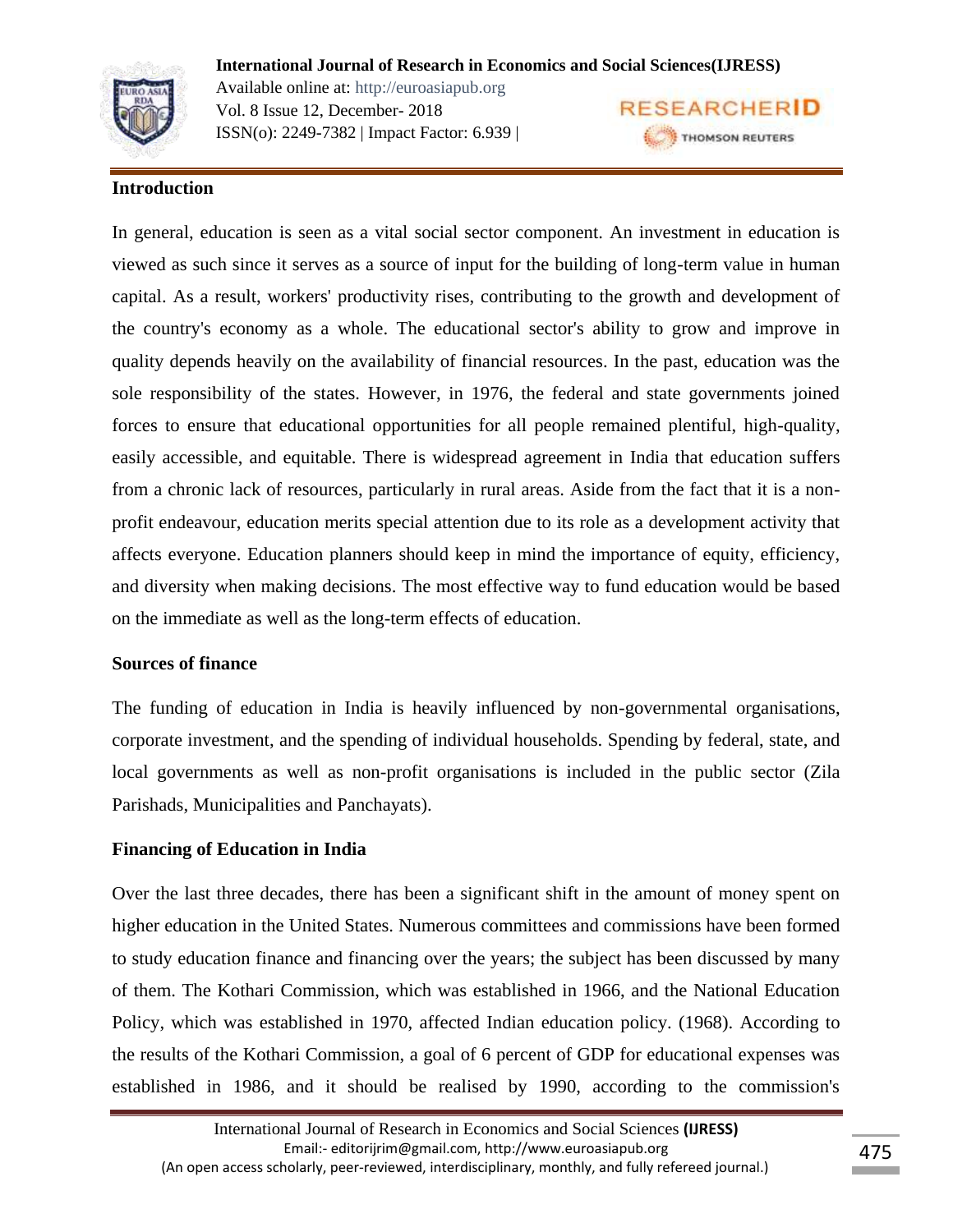## Introduction

In general, education is seen as a vital social sector component. An investment in education is viewed as such since it serves as a source of input for the building of long-term value in human capital. As a result, workers' productivity rises, contributing to the growth and development of the country's economy as a whole. The educational sector's ability to grow and improve in quality depends heavily on the availability of financial resources. In the past, education was the sole responsibility of the states. However, in 1976, the federal and state governments joined forces to ensure that educational opportunities for all people remained plentiful, high-quality, easily accessible, and equitable. There is widespread agreement in India that education suffers from a chronic lack of resources, particularly in rural areas. Aside from the fact that it is a non-profit endeavour, education merits special attention due to its role as a development activity that affects everyone. Education planners should keep in mind the importance of equity, efficiency, and diversity when making decisions. The most effective way to fund education would be based on the immediate as well as the long-term effects of education.

## Sources of finance

The funding of education in India is heavily influenced by non-governmental organisations, corporate investment, and the spending of individual households. Spending by federal, state, and local governments as well as non-profit organisations is included in the public sector (Zila Parishads, Municipalities and Panchayats).

## Financing of Education in India

Over the last three decades, there has been a significant shift in the amount of money spent on higher education in the United States. Numerous committees and commissions have been formed to study education finance and financing over the years; the subject has been discussed by many of them. The Kothari Commission, which was established in 1966, and the National Education Policy, which was established in 1970, affected Indian education policy. (1968). According to the results of the Kothari Commission, a goal of 6 percent of GDP for educational expenses was established in 1986, and it should be realised by 1990, according to the commission's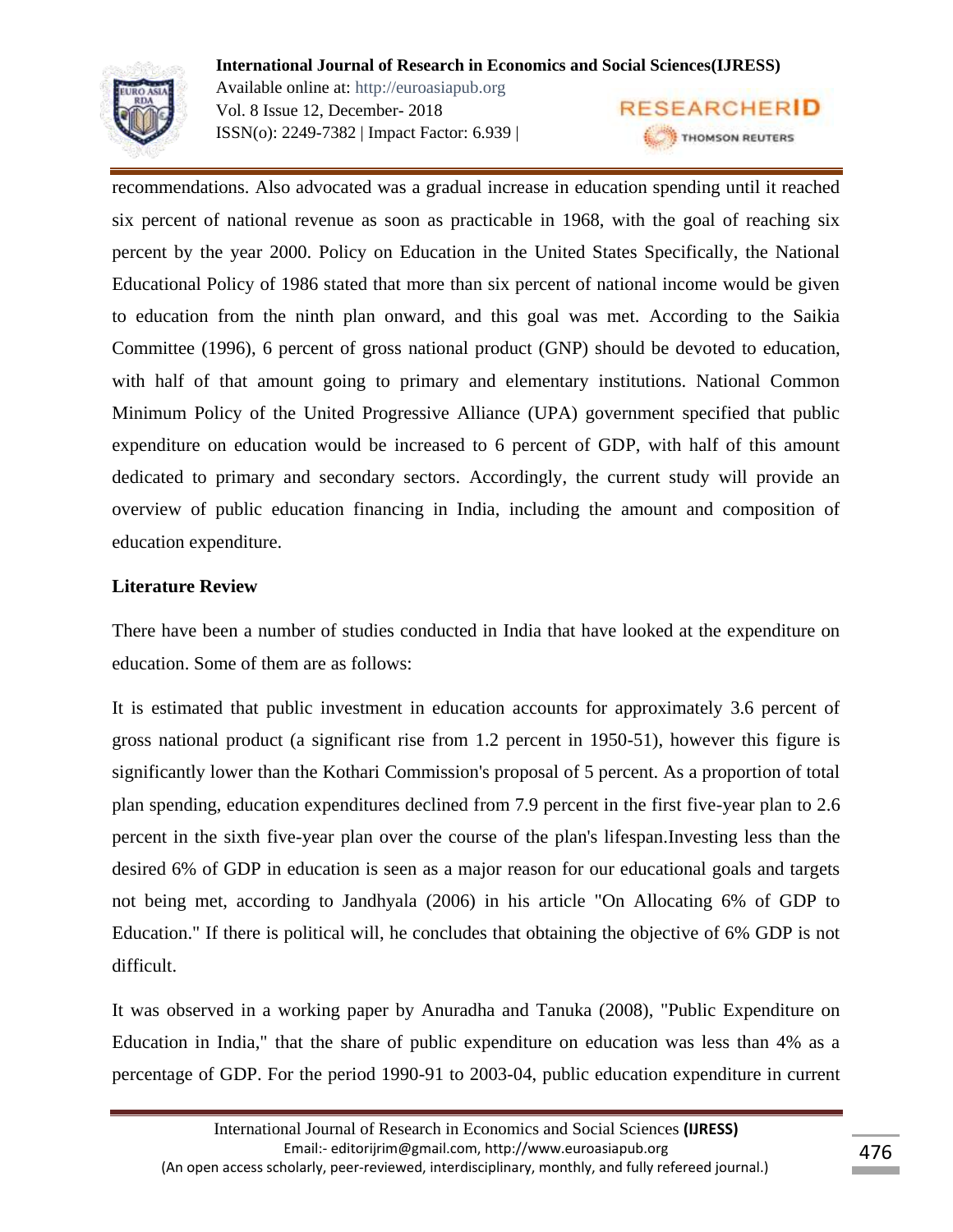recommendations. Also advocated was a gradual increase in education spending until it reached six percent of national revenue as soon as practicable in 1968, with the goal of reaching six percent by the year 2000. Policy on Education in the United States Specifically, the National Educational Policy of 1986 stated that more than six percent of national income would be given to education from the ninth plan onward, and this goal was met. According to the Saikia Committee (1996), 6 percent of gross national product (GNP) should be devoted to education, with half of that amount going to primary and elementary institutions. National Common Minimum Policy of the United Progressive Alliance (UPA) government specified that public expenditure on education would be increased to 6 percent of GDP, with half of this amount dedicated to primary and secondary sectors. Accordingly, the current study will provide an overview of public education financing in India, including the amount and composition of education expenditure.

**Literature Review**

There have been a number of studies conducted in India that have looked at the expenditure on education. Some of them are as follows:

It is estimated that public investment in education accounts for approximately 3.6 percent of gross national product (a significant rise from 1.2 percent in 1950-51), however this figure is significantly lower than the Kothari Commission's proposal of 5 percent. As a proportion of total plan spending, education expenditures declined from 7.9 percent in the first five-year plan to 2.6 percent in the sixth five-year plan over the course of the plan's lifespan.Investing less than the desired 6% of GDP in education is seen as a major reason for our educational goals and targets not being met, according to Jandhyala (2006) in his article "On Allocating 6% of GDP to Education." If there is political will, he concludes that obtaining the objective of 6% GDP is not difficult.

It was observed in a working paper by Anuradha and Tanuka (2008), "Public Expenditure on Education in India," that the share of public expenditure on education was less than 4% as a percentage of GDP. For the period 1990-91 to 2003-04, public education expenditure in current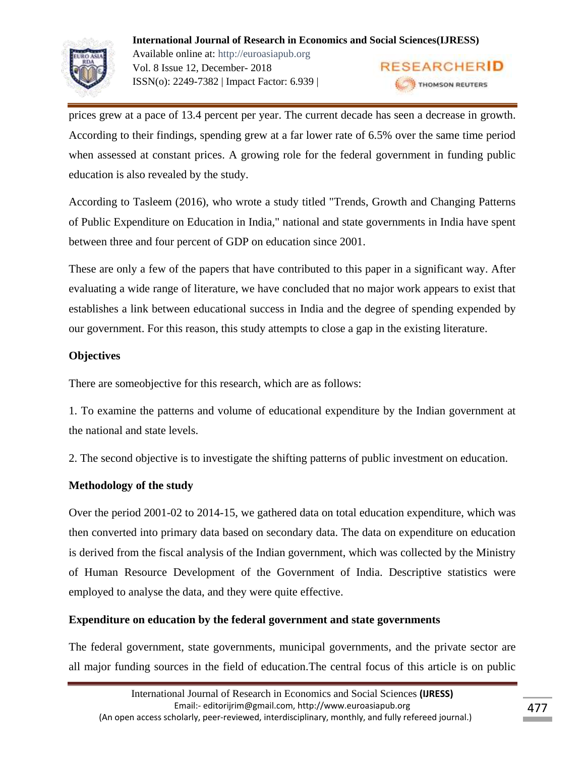prices grew at a pace of 13.4 percent per year. The current decade has seen a decrease in growth. According to their findings, spending grew at a far lower rate of 6.5% over the same time period when assessed at constant prices. A growing role for the federal government in funding public education is also revealed by the study.

According to Tasleem (2016), who wrote a study titled "Trends, Growth and Changing Patterns of Public Expenditure on Education in India," national and state governments in India have spent between three and four percent of GDP on education since 2001.

These are only a few of the papers that have contributed to this paper in a significant way. After evaluating a wide range of literature, we have concluded that no major work appears to exist that establishes a link between educational success in India and the degree of spending expended by our government. For this reason, this study attempts to close a gap in the existing literature.

## Objectives

There are someobjective for this research, which are as follows:

1. To examine the patterns and volume of educational expenditure by the Indian government at the national and state levels.

2. The second objective is to investigate the shifting patterns of public investment on education.

## Methodology of the study

Over the period 2001-02 to 2014-15, we gathered data on total education expenditure, which was then converted into primary data based on secondary data. The data on expenditure on education is derived from the fiscal analysis of the Indian government, which was collected by the Ministry of Human Resource Development of the Government of India. Descriptive statistics were employed to analyse the data, and they were quite effective.

## Expenditure on education by the federal government and state governments

The federal government, state governments, municipal governments, and the private sector are all major funding sources in the field of education.The central focus of this article is on public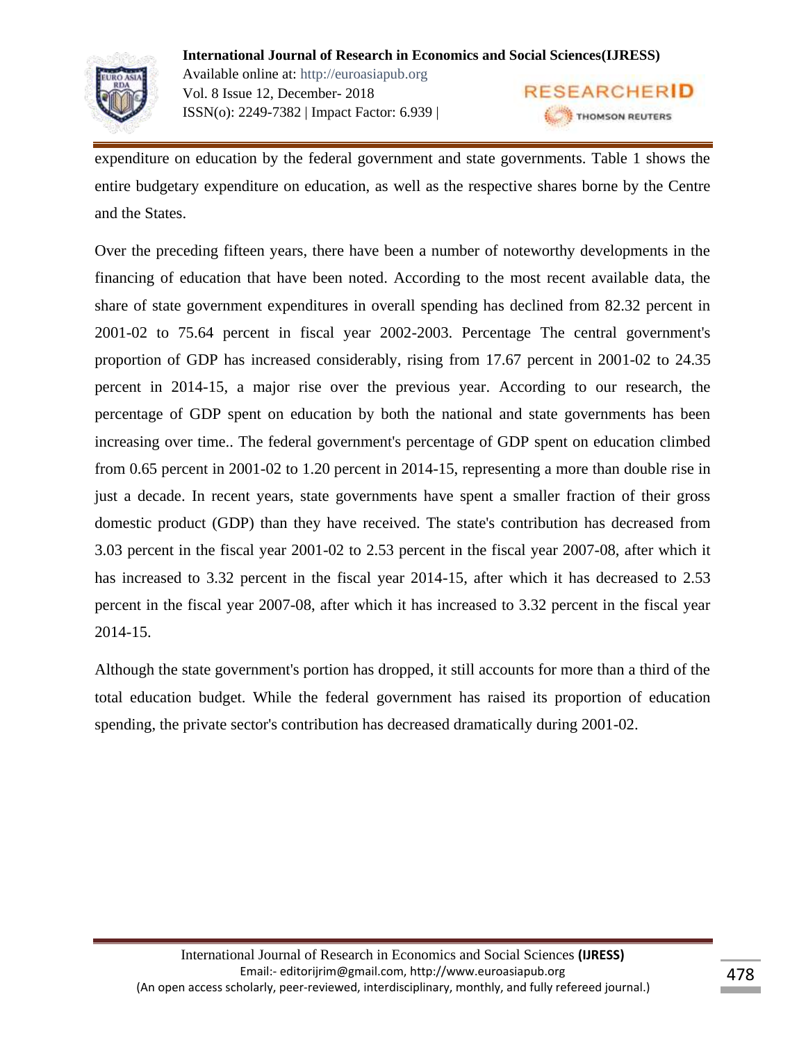expenditure on education by the federal government and state governments. Table 1 shows the entire budgetary expenditure on education, as well as the respective shares borne by the Centre and the States.

Over the preceding fifteen years, there have been a number of noteworthy developments in the financing of education that have been noted. According to the most recent available data, the share of state government expenditures in overall spending has declined from 82.32 percent in 2001-02 to 75.64 percent in fiscal year 2002-2003. Percentage The central government's proportion of GDP has increased considerably, rising from 17.67 percent in 2001-02 to 24.35 percent in 2014-15, a major rise over the previous year. According to our research, the percentage of GDP spent on education by both the national and state governments has been increasing over time.. The federal government's percentage of GDP spent on education climbed from 0.65 percent in 2001-02 to 1.20 percent in 2014-15, representing a more than double rise in just a decade. In recent years, state governments have spent a smaller fraction of their gross domestic product (GDP) than they have received. The state's contribution has decreased from 3.03 percent in the fiscal year 2001-02 to 2.53 percent in the fiscal year 2007-08, after which it has increased to 3.32 percent in the fiscal year 2014-15, after which it has decreased to 2.53 percent in the fiscal year 2007-08, after which it has increased to 3.32 percent in the fiscal year 2014-15.

Although the state government's portion has dropped, it still accounts for more than a third of the total education budget. While the federal government has raised its proportion of education spending, the private sector's contribution has decreased dramatically during 2001-02.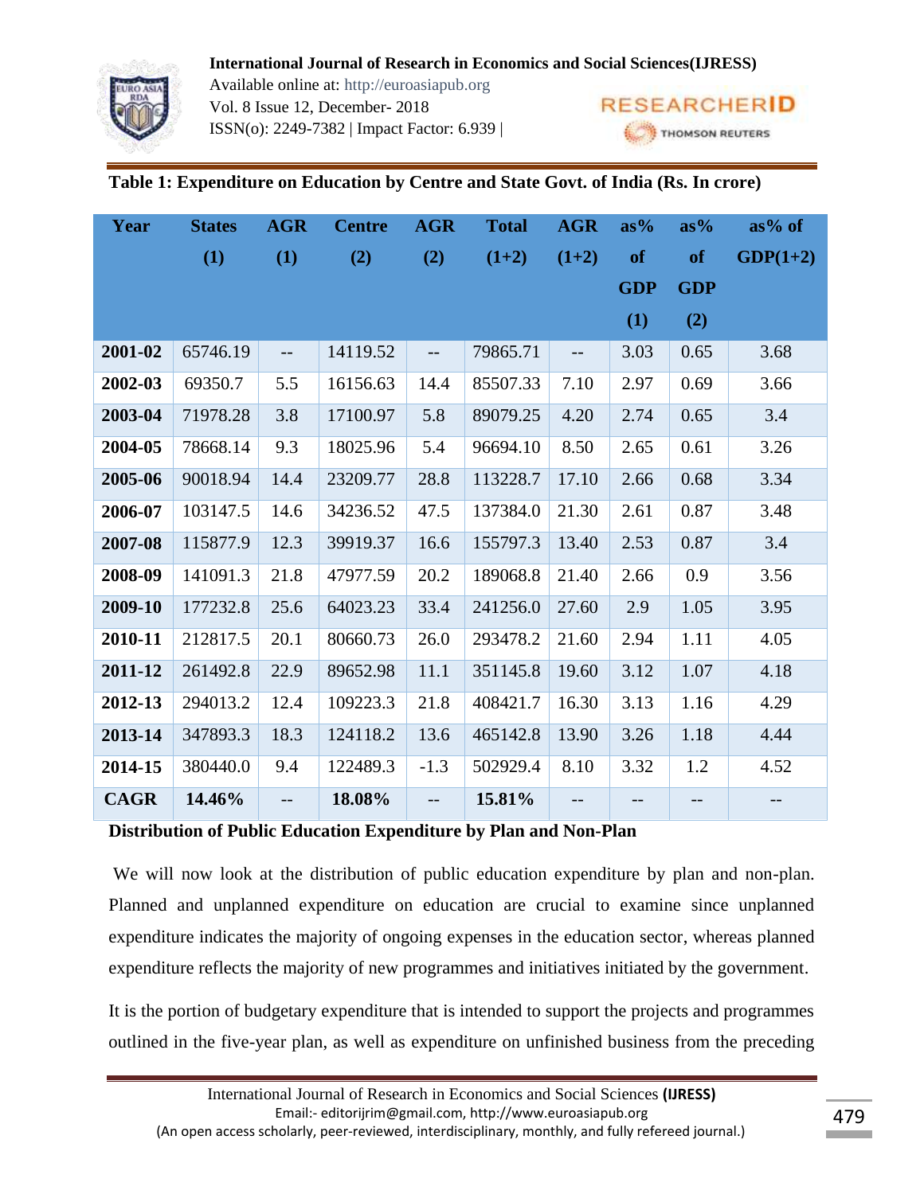**Table 1: Expenditure on Education by Centre and State Govt. of India (Rs. In crore)**

| Year | States (1) | AGR (1) | Centre (2) | AGR (2) | Total (1+2) | AGR (1+2) | as% of GDP (1) | as% of GDP (2) | as% of GDP(1+2) |
|---|---|---|---|---|---|---|---|---|---|
| **2001-02** | 65746.19 | -- | 14119.52 | -- | 79865.71 | -- | 3.03 | 0.65 | 3.68 |
| **2002-03** | 69350.7 | 5.5 | 16156.63 | 14.4 | 85507.33 | 7.10 | 2.97 | 0.69 | 3.66 |
| **2003-04** | 71978.28 | 3.8 | 17100.97 | 5.8 | 89079.25 | 4.20 | 2.74 | 0.65 | 3.4 |
| **2004-05** | 78668.14 | 9.3 | 18025.96 | 5.4 | 96694.10 | 8.50 | 2.65 | 0.61 | 3.26 |
| **2005-06** | 90018.94 | 14.4 | 23209.77 | 28.8 | 113228.7 | 17.10 | 2.66 | 0.68 | 3.34 |
| **2006-07** | 103147.5 | 14.6 | 34236.52 | 47.5 | 137384.0 | 21.30 | 2.61 | 0.87 | 3.48 |
| **2007-08** | 115877.9 | 12.3 | 39919.37 | 16.6 | 155797.3 | 13.40 | 2.53 | 0.87 | 3.4 |
| **2008-09** | 141091.3 | 21.8 | 47977.59 | 20.2 | 189068.8 | 21.40 | 2.66 | 0.9 | 3.56 |
| **2009-10** | 177232.8 | 25.6 | 64023.23 | 33.4 | 241256.0 | 27.60 | 2.9 | 1.05 | 3.95 |
| **2010-11** | 212817.5 | 20.1 | 80660.73 | 26.0 | 293478.2 | 21.60 | 2.94 | 1.11 | 4.05 |
| **2011-12** | 261492.8 | 22.9 | 89652.98 | 11.1 | 351145.8 | 19.60 | 3.12 | 1.07 | 4.18 |
| **2012-13** | 294013.2 | 12.4 | 109223.3 | 21.8 | 408421.7 | 16.30 | 3.13 | 1.16 | 4.29 |
| **2013-14** | 347893.3 | 18.3 | 124118.2 | 13.6 | 465142.8 | 13.90 | 3.26 | 1.18 | 4.44 |
| **2014-15** | 380440.0 | 9.4 | 122489.3 | -1.3 | 502929.4 | 8.10 | 3.32 | 1.2 | 4.52 |
| **CAGR** | **14.46%** | -- | **18.08%** | -- | **15.81%** | -- | -- | -- | -- |

**Distribution of Public Education Expenditure by Plan and Non-Plan**

We will now look at the distribution of public education expenditure by plan and non-plan. Planned and unplanned expenditure on education are crucial to examine since unplanned expenditure indicates the majority of ongoing expenses in the education sector, whereas planned expenditure reflects the majority of new programmes and initiatives initiated by the government.

It is the portion of budgetary expenditure that is intended to support the projects and programmes outlined in the five-year plan, as well as expenditure on unfinished business from the preceding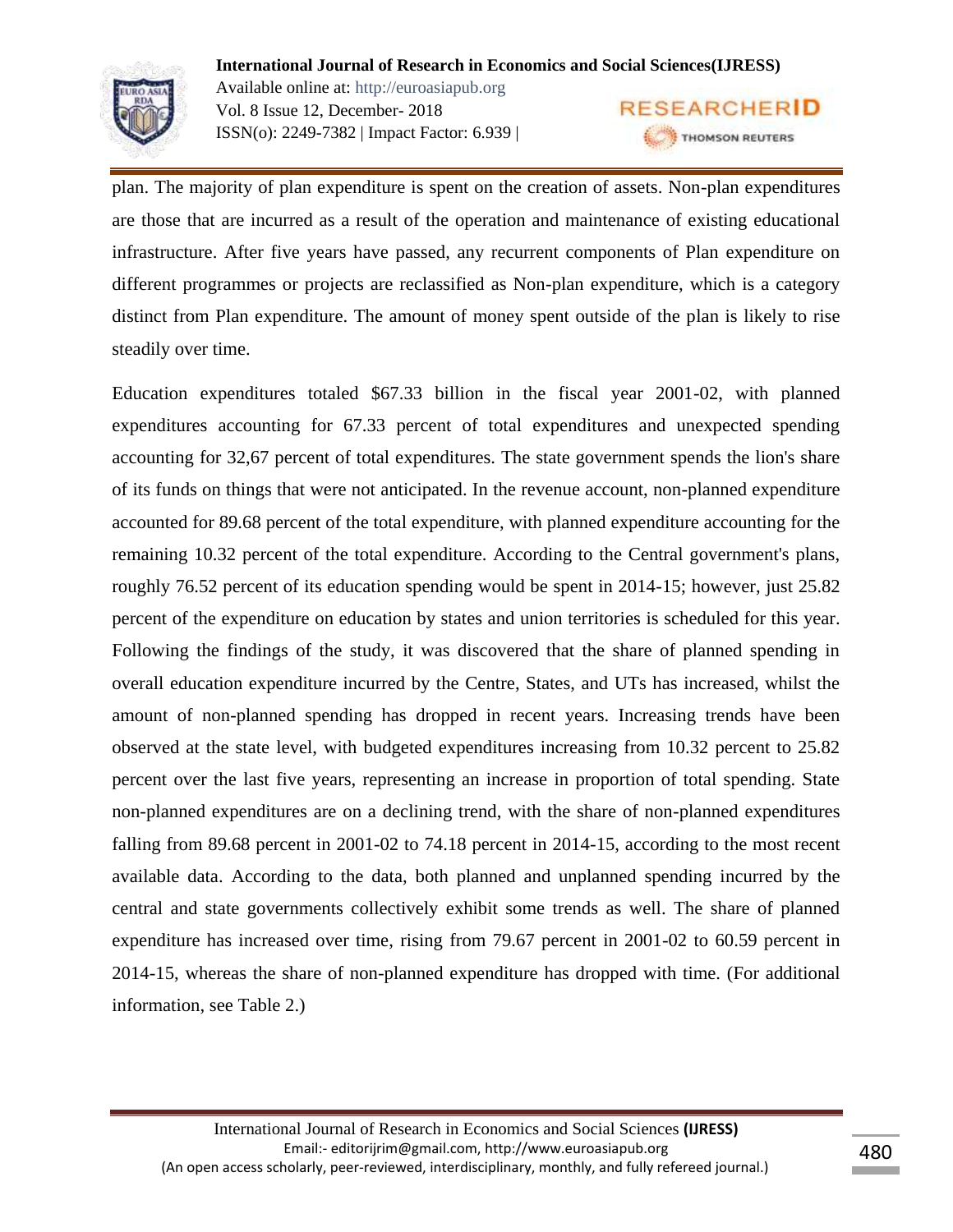plan. The majority of plan expenditure is spent on the creation of assets. Non-plan expenditures are those that are incurred as a result of the operation and maintenance of existing educational infrastructure. After five years have passed, any recurrent components of Plan expenditure on different programmes or projects are reclassified as Non-plan expenditure, which is a category distinct from Plan expenditure. The amount of money spent outside of the plan is likely to rise steadily over time.

Education expenditures totaled $67.33 billion in the fiscal year 2001-02, with planned expenditures accounting for 67.33 percent of total expenditures and unexpected spending accounting for 32,67 percent of total expenditures. The state government spends the lion's share of its funds on things that were not anticipated. In the revenue account, non-planned expenditure accounted for 89.68 percent of the total expenditure, with planned expenditure accounting for the remaining 10.32 percent of the total expenditure. According to the Central government's plans, roughly 76.52 percent of its education spending would be spent in 2014-15; however, just 25.82 percent of the expenditure on education by states and union territories is scheduled for this year. Following the findings of the study, it was discovered that the share of planned spending in overall education expenditure incurred by the Centre, States, and UTs has increased, whilst the amount of non-planned spending has dropped in recent years. Increasing trends have been observed at the state level, with budgeted expenditures increasing from 10.32 percent to 25.82 percent over the last five years, representing an increase in proportion of total spending. State non-planned expenditures are on a declining trend, with the share of non-planned expenditures falling from 89.68 percent in 2001-02 to 74.18 percent in 2014-15, according to the most recent available data. According to the data, both planned and unplanned spending incurred by the central and state governments collectively exhibit some trends as well. The share of planned expenditure has increased over time, rising from 79.67 percent in 2001-02 to 60.59 percent in 2014-15, whereas the share of non-planned expenditure has dropped with time. (For additional information, see Table 2.)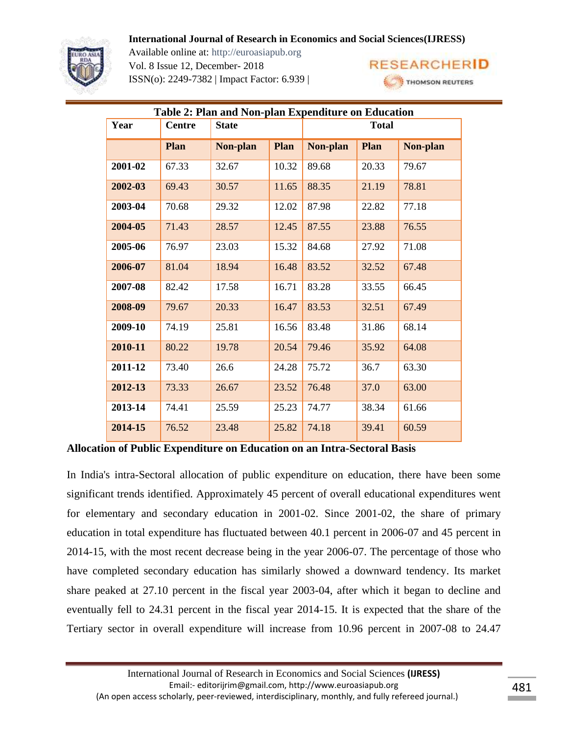**Table 2: Plan and Non-plan Expenditure on Education**

| Year | Centre | State | | | Total | |
|---|---|---|---|---|---|---|
| | Plan | Non-plan | Plan | Non-plan | Plan | Non-plan |
| 2001-02 | 67.33 | 32.67 | 10.32 | 89.68 | 20.33 | 79.67 |
| 2002-03 | 69.43 | 30.57 | 11.65 | 88.35 | 21.19 | 78.81 |
| 2003-04 | 70.68 | 29.32 | 12.02 | 87.98 | 22.82 | 77.18 |
| 2004-05 | 71.43 | 28.57 | 12.45 | 87.55 | 23.88 | 76.55 |
| 2005-06 | 76.97 | 23.03 | 15.32 | 84.68 | 27.92 | 71.08 |
| 2006-07 | 81.04 | 18.94 | 16.48 | 83.52 | 32.52 | 67.48 |
| 2007-08 | 82.42 | 17.58 | 16.71 | 83.28 | 33.55 | 66.45 |
| 2008-09 | 79.67 | 20.33 | 16.47 | 83.53 | 32.51 | 67.49 |
| 2009-10 | 74.19 | 25.81 | 16.56 | 83.48 | 31.86 | 68.14 |
| 2010-11 | 80.22 | 19.78 | 20.54 | 79.46 | 35.92 | 64.08 |
| 2011-12 | 73.40 | 26.6 | 24.28 | 75.72 | 36.7 | 63.30 |
| 2012-13 | 73.33 | 26.67 | 23.52 | 76.48 | 37.0 | 63.00 |
| 2013-14 | 74.41 | 25.59 | 25.23 | 74.77 | 38.34 | 61.66 |
| 2014-15 | 76.52 | 23.48 | 25.82 | 74.18 | 39.41 | 60.59 |

**Allocation of Public Expenditure on Education on an Intra-Sectoral Basis**

In India's intra-Sectoral allocation of public expenditure on education, there have been some significant trends identified. Approximately 45 percent of overall educational expenditures went for elementary and secondary education in 2001-02. Since 2001-02, the share of primary education in total expenditure has fluctuated between 40.1 percent in 2006-07 and 45 percent in 2014-15, with the most recent decrease being in the year 2006-07. The percentage of those who have completed secondary education has similarly showed a downward tendency. Its market share peaked at 27.10 percent in the fiscal year 2003-04, after which it began to decline and eventually fell to 24.31 percent in the fiscal year 2014-15. It is expected that the share of the Tertiary sector in overall expenditure will increase from 10.96 percent in 2007-08 to 24.47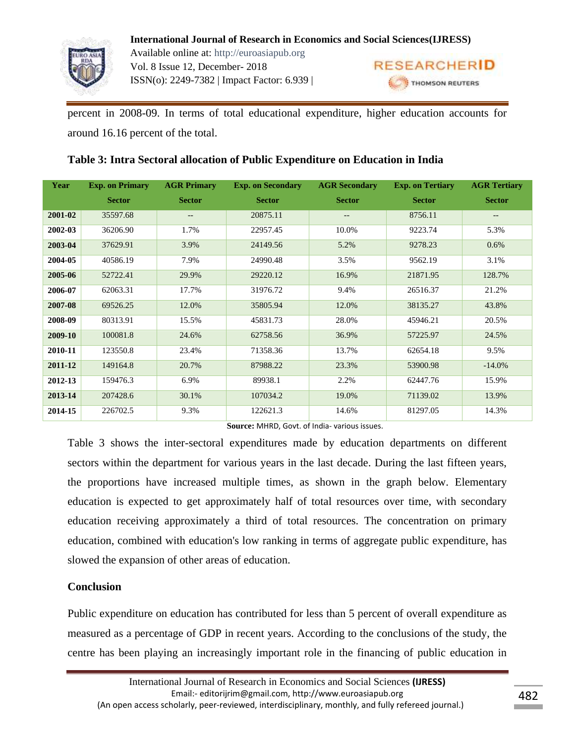percent in 2008-09. In terms of total educational expenditure, higher education accounts for around 16.16 percent of the total.

**Table 3: Intra Sectoral allocation of Public Expenditure on Education in India**

| Year | Exp. on Primary Sector | AGR Primary Sector | Exp. on Secondary Sector | AGR Secondary Sector | Exp. on Tertiary Sector | AGR Tertiary Sector |
|---|---|---|---|---|---|---|
| 2001-02 | 35597.68 | -- | 20875.11 | -- | 8756.11 | -- |
| 2002-03 | 36206.90 | 1.7% | 22957.45 | 10.0% | 9223.74 | 5.3% |
| 2003-04 | 37629.91 | 3.9% | 24149.56 | 5.2% | 9278.23 | 0.6% |
| 2004-05 | 40586.19 | 7.9% | 24990.48 | 3.5% | 9562.19 | 3.1% |
| 2005-06 | 52722.41 | 29.9% | 29220.12 | 16.9% | 21871.95 | 128.7% |
| 2006-07 | 62063.31 | 17.7% | 31976.72 | 9.4% | 26516.37 | 21.2% |
| 2007-08 | 69526.25 | 12.0% | 35805.94 | 12.0% | 38135.27 | 43.8% |
| 2008-09 | 80313.91 | 15.5% | 45831.73 | 28.0% | 45946.21 | 20.5% |
| 2009-10 | 100081.8 | 24.6% | 62758.56 | 36.9% | 57225.97 | 24.5% |
| 2010-11 | 123550.8 | 23.4% | 71358.36 | 13.7% | 62654.18 | 9.5% |
| 2011-12 | 149164.8 | 20.7% | 87988.22 | 23.3% | 53900.98 | -14.0% |
| 2012-13 | 159476.3 | 6.9% | 89938.1 | 2.2% | 62447.76 | 15.9% |
| 2013-14 | 207428.6 | 30.1% | 107034.2 | 19.0% | 71139.02 | 13.9% |
| 2014-15 | 226702.5 | 9.3% | 122621.3 | 14.6% | 81297.05 | 14.3% |

**Source:** MHRD, Govt. of India- various issues.

Table 3 shows the inter-sectoral expenditures made by education departments on different sectors within the department for various years in the last decade. During the last fifteen years, the proportions have increased multiple times, as shown in the graph below. Elementary education is expected to get approximately half of total resources over time, with secondary education receiving approximately a third of total resources. The concentration on primary education, combined with education's low ranking in terms of aggregate public expenditure, has slowed the expansion of other areas of education.

## Conclusion

Public expenditure on education has contributed for less than 5 percent of overall expenditure as measured as a percentage of GDP in recent years. According to the conclusions of the study, the centre has been playing an increasingly important role in the financing of public education in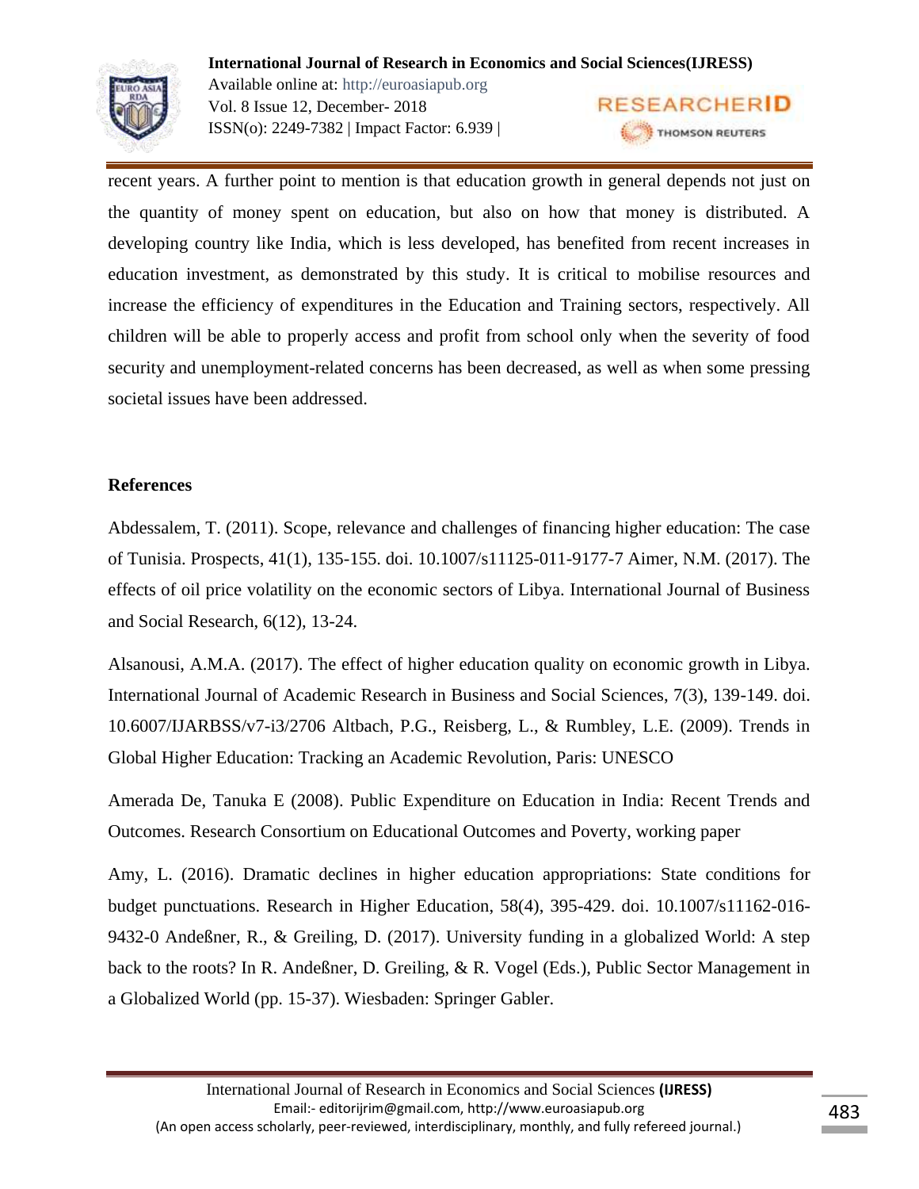recent years. A further point to mention is that education growth in general depends not just on the quantity of money spent on education, but also on how that money is distributed. A developing country like India, which is less developed, has benefited from recent increases in education investment, as demonstrated by this study. It is critical to mobilise resources and increase the efficiency of expenditures in the Education and Training sectors, respectively. All children will be able to properly access and profit from school only when the severity of food security and unemployment-related concerns has been decreased, as well as when some pressing societal issues have been addressed.

**References**

Abdessalem, T. (2011). Scope, relevance and challenges of financing higher education: The case of Tunisia. Prospects, 41(1), 135-155. doi. 10.1007/s11125-011-9177-7 Aimer, N.M. (2017). The effects of oil price volatility on the economic sectors of Libya. International Journal of Business and Social Research, 6(12), 13-24.

Alsanousi, A.M.A. (2017). The effect of higher education quality on economic growth in Libya. International Journal of Academic Research in Business and Social Sciences, 7(3), 139-149. doi. 10.6007/IJARBSS/v7-i3/2706 Altbach, P.G., Reisberg, L., & Rumbley, L.E. (2009). Trends in Global Higher Education: Tracking an Academic Revolution, Paris: UNESCO

Amerada De, Tanuka E (2008). Public Expenditure on Education in India: Recent Trends and Outcomes. Research Consortium on Educational Outcomes and Poverty, working paper

Amy, L. (2016). Dramatic declines in higher education appropriations: State conditions for budget punctuations. Research in Higher Education, 58(4), 395-429. doi. 10.1007/s11162-016-9432-0 Andeßner, R., & Greiling, D. (2017). University funding in a globalized World: A step back to the roots? In R. Andeßner, D. Greiling, & R. Vogel (Eds.), Public Sector Management in a Globalized World (pp. 15-37). Wiesbaden: Springer Gabler.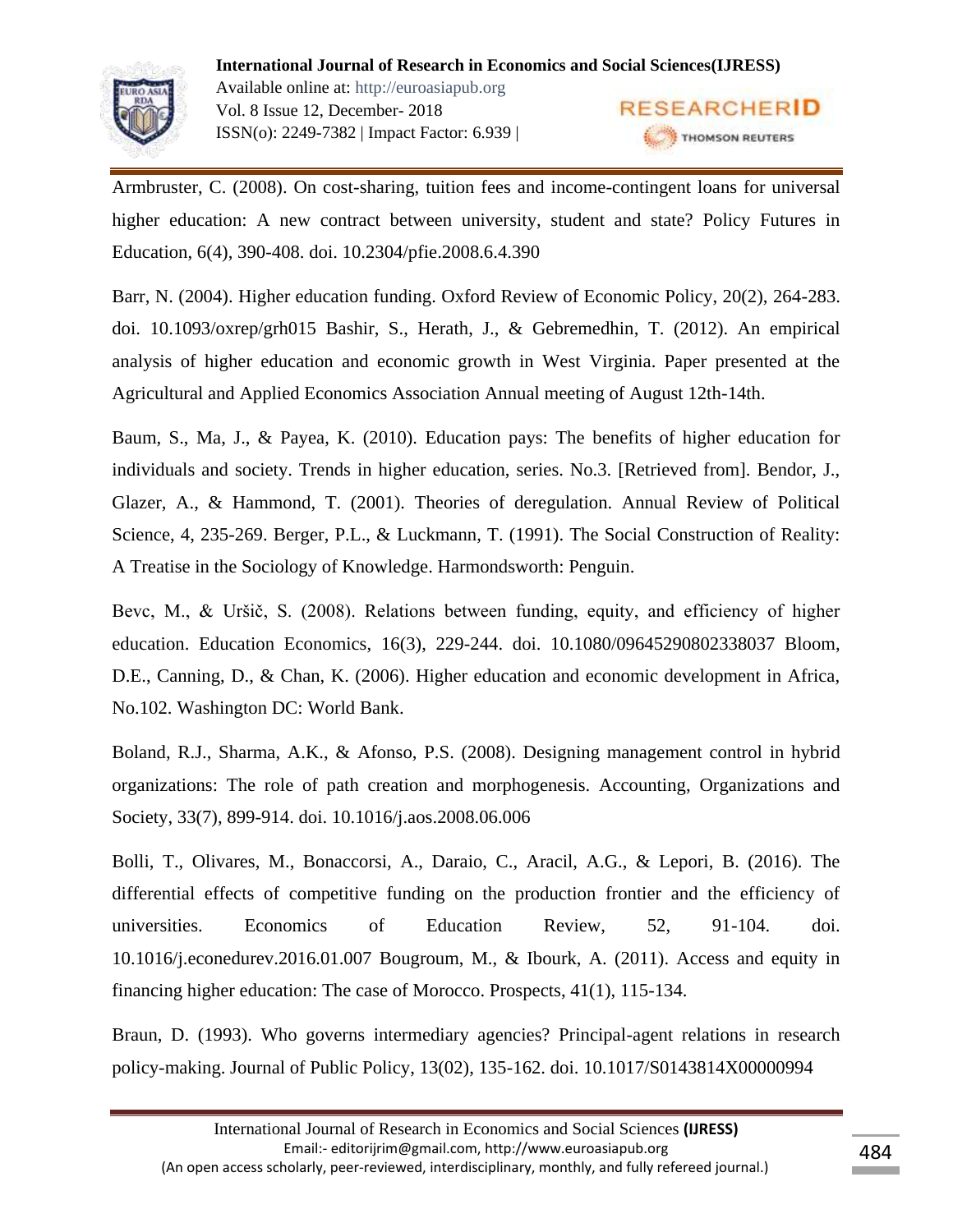Armbruster, C. (2008). On cost-sharing, tuition fees and income-contingent loans for universal higher education: A new contract between university, student and state? Policy Futures in Education, 6(4), 390-408. doi. 10.2304/pfie.2008.6.4.390

Barr, N. (2004). Higher education funding. Oxford Review of Economic Policy, 20(2), 264-283. doi. 10.1093/oxrep/grh015 Bashir, S., Herath, J., & Gebremedhin, T. (2012). An empirical analysis of higher education and economic growth in West Virginia. Paper presented at the Agricultural and Applied Economics Association Annual meeting of August 12th-14th.

Baum, S., Ma, J., & Payea, K. (2010). Education pays: The benefits of higher education for individuals and society. Trends in higher education, series. No.3. [Retrieved from]. Bendor, J., Glazer, A., & Hammond, T. (2001). Theories of deregulation. Annual Review of Political Science, 4, 235-269. Berger, P.L., & Luckmann, T. (1991). The Social Construction of Reality: A Treatise in the Sociology of Knowledge. Harmondsworth: Penguin.

Bevc, M., & Uršič, S. (2008). Relations between funding, equity, and efficiency of higher education. Education Economics, 16(3), 229-244. doi. 10.1080/09645290802338037 Bloom, D.E., Canning, D., & Chan, K. (2006). Higher education and economic development in Africa, No.102. Washington DC: World Bank.

Boland, R.J., Sharma, A.K., & Afonso, P.S. (2008). Designing management control in hybrid organizations: The role of path creation and morphogenesis. Accounting, Organizations and Society, 33(7), 899-914. doi. 10.1016/j.aos.2008.06.006

Bolli, T., Olivares, M., Bonaccorsi, A., Daraio, C., Aracil, A.G., & Lepori, B. (2016). The differential effects of competitive funding on the production frontier and the efficiency of universities. Economics of Education Review, 52, 91-104. doi. 10.1016/j.econedurev.2016.01.007 Bougroum, M., & Ibourk, A. (2011). Access and equity in financing higher education: The case of Morocco. Prospects, 41(1), 115-134.

Braun, D. (1993). Who governs intermediary agencies? Principal-agent relations in research policy-making. Journal of Public Policy, 13(02), 135-162. doi. 10.1017/S0143814X00000994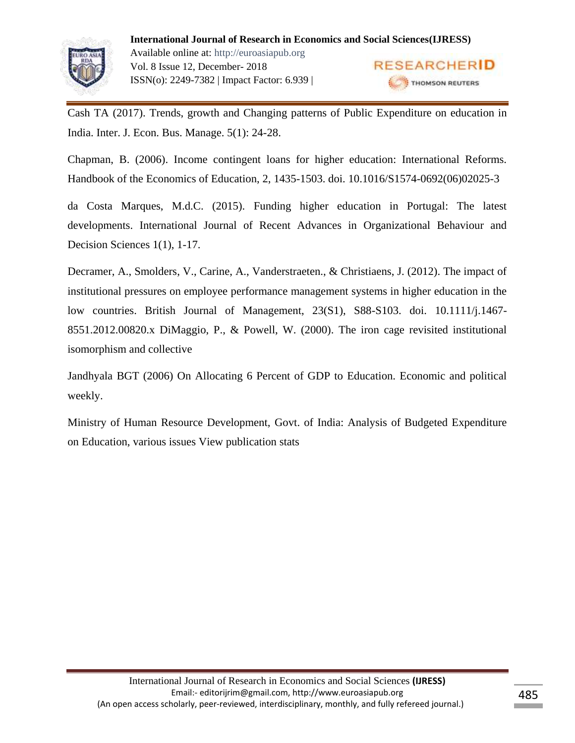Cash TA (2017). Trends, growth and Changing patterns of Public Expenditure on education in India. Inter. J. Econ. Bus. Manage. 5(1): 24-28.

Chapman, B. (2006). Income contingent loans for higher education: International Reforms. Handbook of the Economics of Education, 2, 1435-1503. doi. 10.1016/S1574-0692(06)02025-3

da Costa Marques, M.d.C. (2015). Funding higher education in Portugal: The latest developments. International Journal of Recent Advances in Organizational Behaviour and Decision Sciences 1(1), 1-17.

Decramer, A., Smolders, V., Carine, A., Vanderstraeten., & Christiaens, J. (2012). The impact of institutional pressures on employee performance management systems in higher education in the low countries. British Journal of Management, 23(S1), S88-S103. doi. 10.1111/j.1467-8551.2012.00820.x DiMaggio, P., & Powell, W. (2000). The iron cage revisited institutional isomorphism and collective

Jandhyala BGT (2006) On Allocating 6 Percent of GDP to Education. Economic and political weekly.

Ministry of Human Resource Development, Govt. of India: Analysis of Budgeted Expenditure on Education, various issues View publication stats